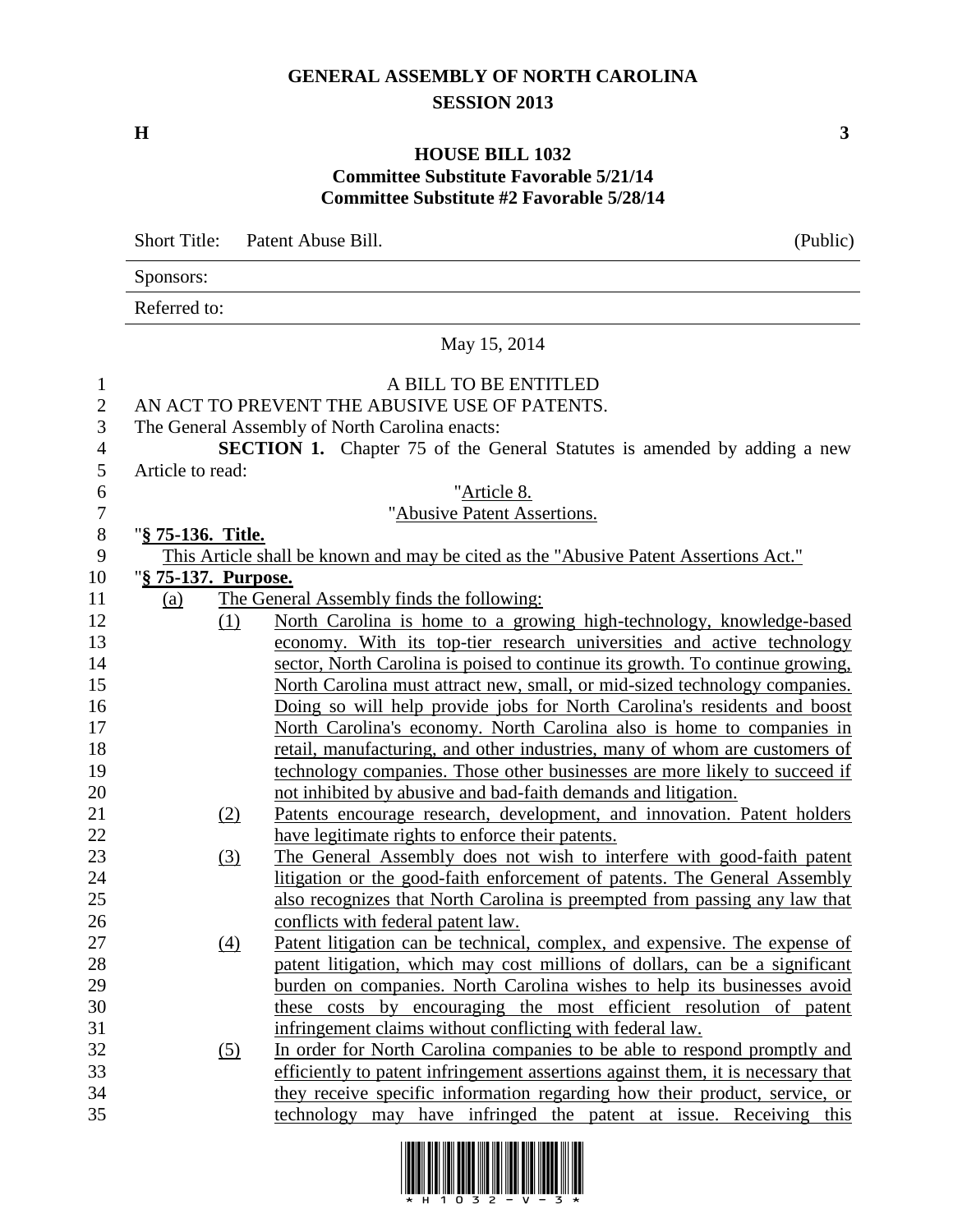# GENERAL ASSEMBLY OF NORTH CAROLINA
## SESSION 2013

**H** **3**

### HOUSE BILL 1032
**Committee Substitute Favorable 5/21/14**
**Committee Substitute #2 Favorable 5/28/14**

| Short Title: | Patent Abuse Bill. | (Public) |
|---|---|---|
| Sponsors: | | |
| Referred to: | | |

May 15, 2014

A BILL TO BE ENTITLED

AN ACT TO PREVENT THE ABUSIVE USE OF PATENTS.

The General Assembly of North Carolina enacts:

**SECTION 1.** Chapter 75 of the General Statutes is amended by adding a new Article to read:

"Article 8.

"Abusive Patent Assertions.

"**§ 75-136. Title.**

This Article shall be known and may be cited as the "Abusive Patent Assertions Act."

"**§ 75-137. Purpose.**

(a) The General Assembly finds the following:

(1) North Carolina is home to a growing high-technology, knowledge-based economy. With its top-tier research universities and active technology sector, North Carolina is poised to continue its growth. To continue growing, North Carolina must attract new, small, or mid-sized technology companies. Doing so will help provide jobs for North Carolina's residents and boost North Carolina's economy. North Carolina also is home to companies in retail, manufacturing, and other industries, many of whom are customers of technology companies. Those other businesses are more likely to succeed if not inhibited by abusive and bad-faith demands and litigation.

(2) Patents encourage research, development, and innovation. Patent holders have legitimate rights to enforce their patents.

(3) The General Assembly does not wish to interfere with good-faith patent litigation or the good-faith enforcement of patents. The General Assembly also recognizes that North Carolina is preempted from passing any law that conflicts with federal patent law.

(4) Patent litigation can be technical, complex, and expensive. The expense of patent litigation, which may cost millions of dollars, can be a significant burden on companies. North Carolina wishes to help its businesses avoid these costs by encouraging the most efficient resolution of patent infringement claims without conflicting with federal law.

(5) In order for North Carolina companies to be able to respond promptly and efficiently to patent infringement assertions against them, it is necessary that they receive specific information regarding how their product, service, or technology may have infringed the patent at issue. Receiving this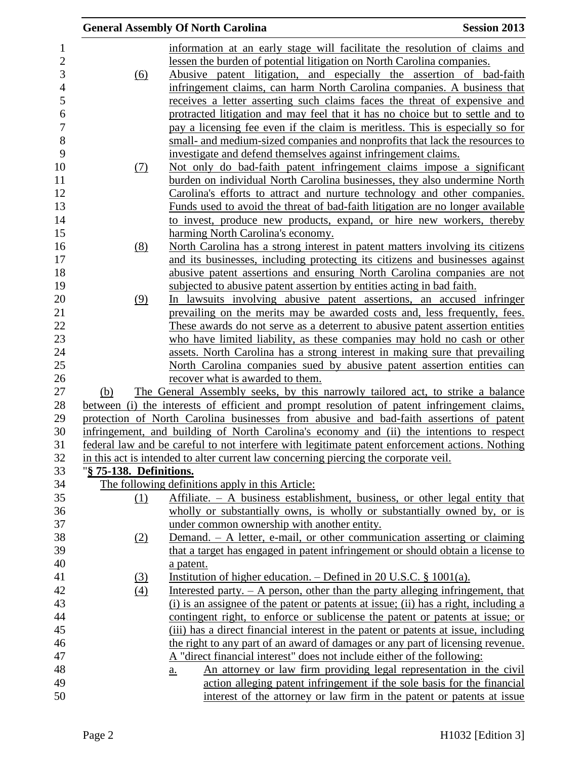information at an early stage will facilitate the resolution of claims and lessen the burden of potential litigation on North Carolina companies.

(6) Abusive patent litigation, and especially the assertion of bad-faith infringement claims, can harm North Carolina companies. A business that receives a letter asserting such claims faces the threat of expensive and protracted litigation and may feel that it has no choice but to settle and to pay a licensing fee even if the claim is meritless. This is especially so for small- and medium-sized companies and nonprofits that lack the resources to investigate and defend themselves against infringement claims.

(7) Not only do bad-faith patent infringement claims impose a significant burden on individual North Carolina businesses, they also undermine North Carolina's efforts to attract and nurture technology and other companies. Funds used to avoid the threat of bad-faith litigation are no longer available to invest, produce new products, expand, or hire new workers, thereby harming North Carolina's economy.

(8) North Carolina has a strong interest in patent matters involving its citizens and its businesses, including protecting its citizens and businesses against abusive patent assertions and ensuring North Carolina companies are not subjected to abusive patent assertion by entities acting in bad faith.

(9) In lawsuits involving abusive patent assertions, an accused infringer prevailing on the merits may be awarded costs and, less frequently, fees. These awards do not serve as a deterrent to abusive patent assertion entities who have limited liability, as these companies may hold no cash or other assets. North Carolina has a strong interest in making sure that prevailing North Carolina companies sued by abusive patent assertion entities can recover what is awarded to them.

(b) The General Assembly seeks, by this narrowly tailored act, to strike a balance between (i) the interests of efficient and prompt resolution of patent infringement claims, protection of North Carolina businesses from abusive and bad-faith assertions of patent infringement, and building of North Carolina's economy and (ii) the intentions to respect federal law and be careful to not interfere with legitimate patent enforcement actions. Nothing in this act is intended to alter current law concerning piercing the corporate veil.

"**§ 75-138. Definitions.**

The following definitions apply in this Article:

(1) Affiliate. – A business establishment, business, or other legal entity that wholly or substantially owns, is wholly or substantially owned by, or is under common ownership with another entity.

(2) Demand. – A letter, e-mail, or other communication asserting or claiming that a target has engaged in patent infringement or should obtain a license to a patent.

(3) Institution of higher education. – Defined in 20 U.S.C. § 1001(a).

(4) Interested party. – A person, other than the party alleging infringement, that (i) is an assignee of the patent or patents at issue; (ii) has a right, including a contingent right, to enforce or sublicense the patent or patents at issue; or (iii) has a direct financial interest in the patent or patents at issue, including the right to any part of an award of damages or any part of licensing revenue. A "direct financial interest" does not include either of the following:

a. An attorney or law firm providing legal representation in the civil action alleging patent infringement if the sole basis for the financial interest of the attorney or law firm in the patent or patents at issue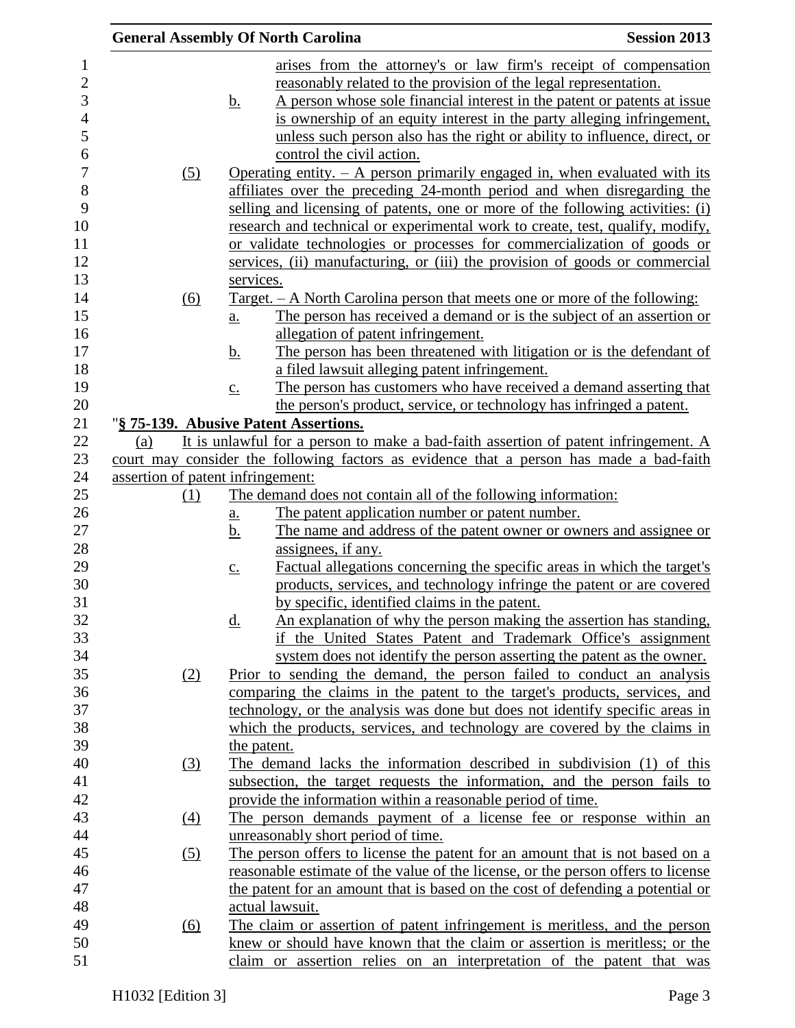arises from the attorney's or law firm's receipt of compensation reasonably related to the provision of the legal representation.

b. A person whose sole financial interest in the patent or patents at issue is ownership of an equity interest in the party alleging infringement, unless such person also has the right or ability to influence, direct, or control the civil action.

(5) Operating entity. – A person primarily engaged in, when evaluated with its affiliates over the preceding 24-month period and when disregarding the selling and licensing of patents, one or more of the following activities: (i) research and technical or experimental work to create, test, qualify, modify, or validate technologies or processes for commercialization of goods or services, (ii) manufacturing, or (iii) the provision of goods or commercial services.

(6) Target. – A North Carolina person that meets one or more of the following:

a. The person has received a demand or is the subject of an assertion or allegation of patent infringement.

b. The person has been threatened with litigation or is the defendant of a filed lawsuit alleging patent infringement.

c. The person has customers who have received a demand asserting that the person's product, service, or technology has infringed a patent.

"**§ 75-139. Abusive Patent Assertions.**

(a) It is unlawful for a person to make a bad-faith assertion of patent infringement. A court may consider the following factors as evidence that a person has made a bad-faith assertion of patent infringement:

(1) The demand does not contain all of the following information:

a. The patent application number or patent number.

b. The name and address of the patent owner or owners and assignee or assignees, if any.

c. Factual allegations concerning the specific areas in which the target's products, services, and technology infringe the patent or are covered by specific, identified claims in the patent.

d. An explanation of why the person making the assertion has standing, if the United States Patent and Trademark Office's assignment system does not identify the person asserting the patent as the owner.

(2) Prior to sending the demand, the person failed to conduct an analysis comparing the claims in the patent to the target's products, services, and technology, or the analysis was done but does not identify specific areas in which the products, services, and technology are covered by the claims in the patent.

(3) The demand lacks the information described in subdivision (1) of this subsection, the target requests the information, and the person fails to provide the information within a reasonable period of time.

(4) The person demands payment of a license fee or response within an unreasonably short period of time.

(5) The person offers to license the patent for an amount that is not based on a reasonable estimate of the value of the license, or the person offers to license the patent for an amount that is based on the cost of defending a potential or actual lawsuit.

(6) The claim or assertion of patent infringement is meritless, and the person knew or should have known that the claim or assertion is meritless; or the claim or assertion relies on an interpretation of the patent that was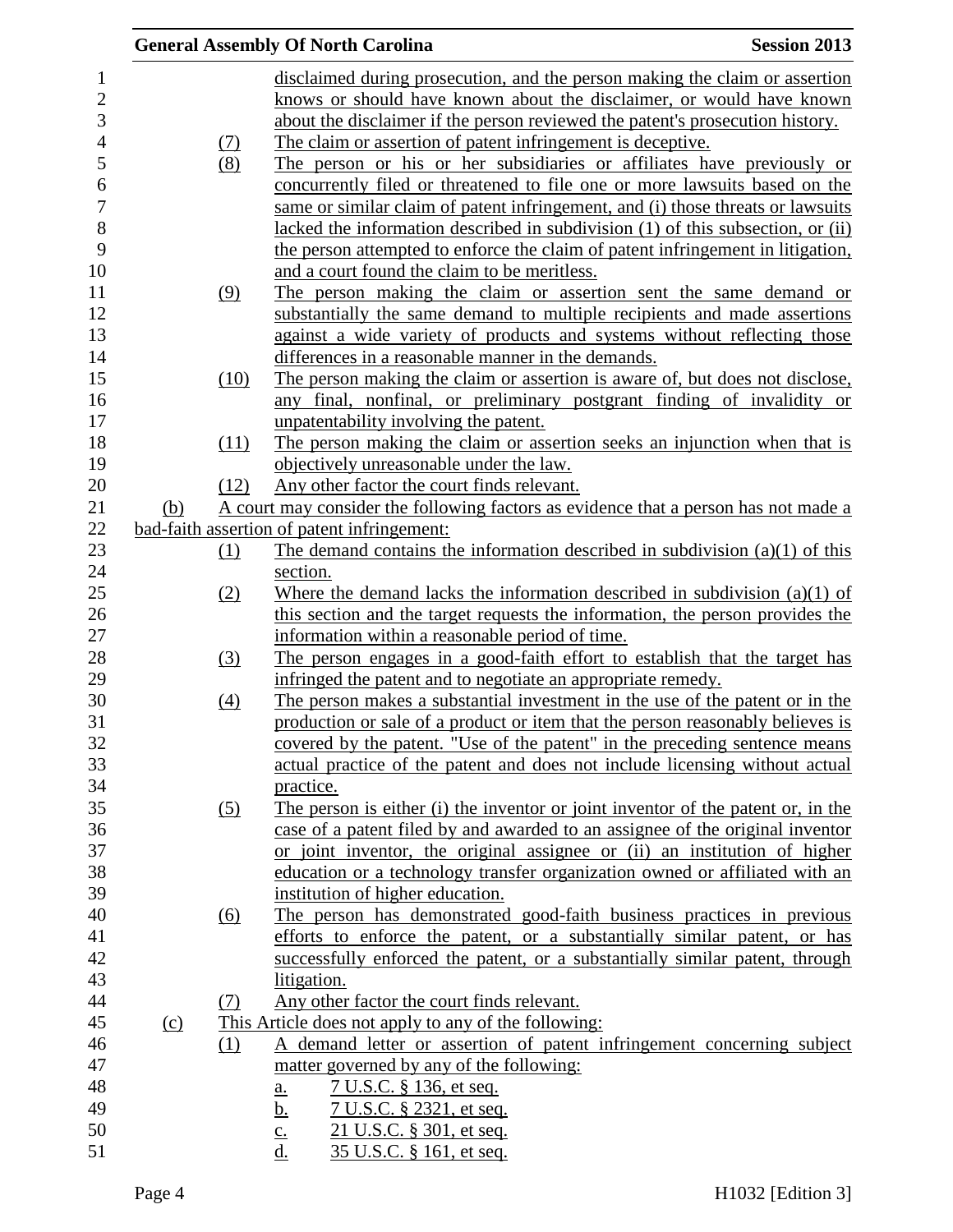disclaimed during prosecution, and the person making the claim or assertion knows or should have known about the disclaimer, or would have known about the disclaimer if the person reviewed the patent's prosecution history.

(7) The claim or assertion of patent infringement is deceptive.

(8) The person or his or her subsidiaries or affiliates have previously or concurrently filed or threatened to file one or more lawsuits based on the same or similar claim of patent infringement, and (i) those threats or lawsuits lacked the information described in subdivision (1) of this subsection, or (ii) the person attempted to enforce the claim of patent infringement in litigation, and a court found the claim to be meritless.

(9) The person making the claim or assertion sent the same demand or substantially the same demand to multiple recipients and made assertions against a wide variety of products and systems without reflecting those differences in a reasonable manner in the demands.

(10) The person making the claim or assertion is aware of, but does not disclose, any final, nonfinal, or preliminary postgrant finding of invalidity or unpatentability involving the patent.

(11) The person making the claim or assertion seeks an injunction when that is objectively unreasonable under the law.

(12) Any other factor the court finds relevant.

(b) A court may consider the following factors as evidence that a person has not made a bad-faith assertion of patent infringement:

(1) The demand contains the information described in subdivision (a)(1) of this section.

(2) Where the demand lacks the information described in subdivision (a)(1) of this section and the target requests the information, the person provides the information within a reasonable period of time.

(3) The person engages in a good-faith effort to establish that the target has infringed the patent and to negotiate an appropriate remedy.

(4) The person makes a substantial investment in the use of the patent or in the production or sale of a product or item that the person reasonably believes is covered by the patent. "Use of the patent" in the preceding sentence means actual practice of the patent and does not include licensing without actual practice.

(5) The person is either (i) the inventor or joint inventor of the patent or, in the case of a patent filed by and awarded to an assignee of the original inventor or joint inventor, the original assignee or (ii) an institution of higher education or a technology transfer organization owned or affiliated with an institution of higher education.

(6) The person has demonstrated good-faith business practices in previous efforts to enforce the patent, or a substantially similar patent, or has successfully enforced the patent, or a substantially similar patent, through litigation.

(7) Any other factor the court finds relevant.

(c) This Article does not apply to any of the following:

(1) A demand letter or assertion of patent infringement concerning subject matter governed by any of the following:

a. 7 U.S.C. § 136, et seq.
b. 7 U.S.C. § 2321, et seq.
c. 21 U.S.C. § 301, et seq.
d. 35 U.S.C. § 161, et seq.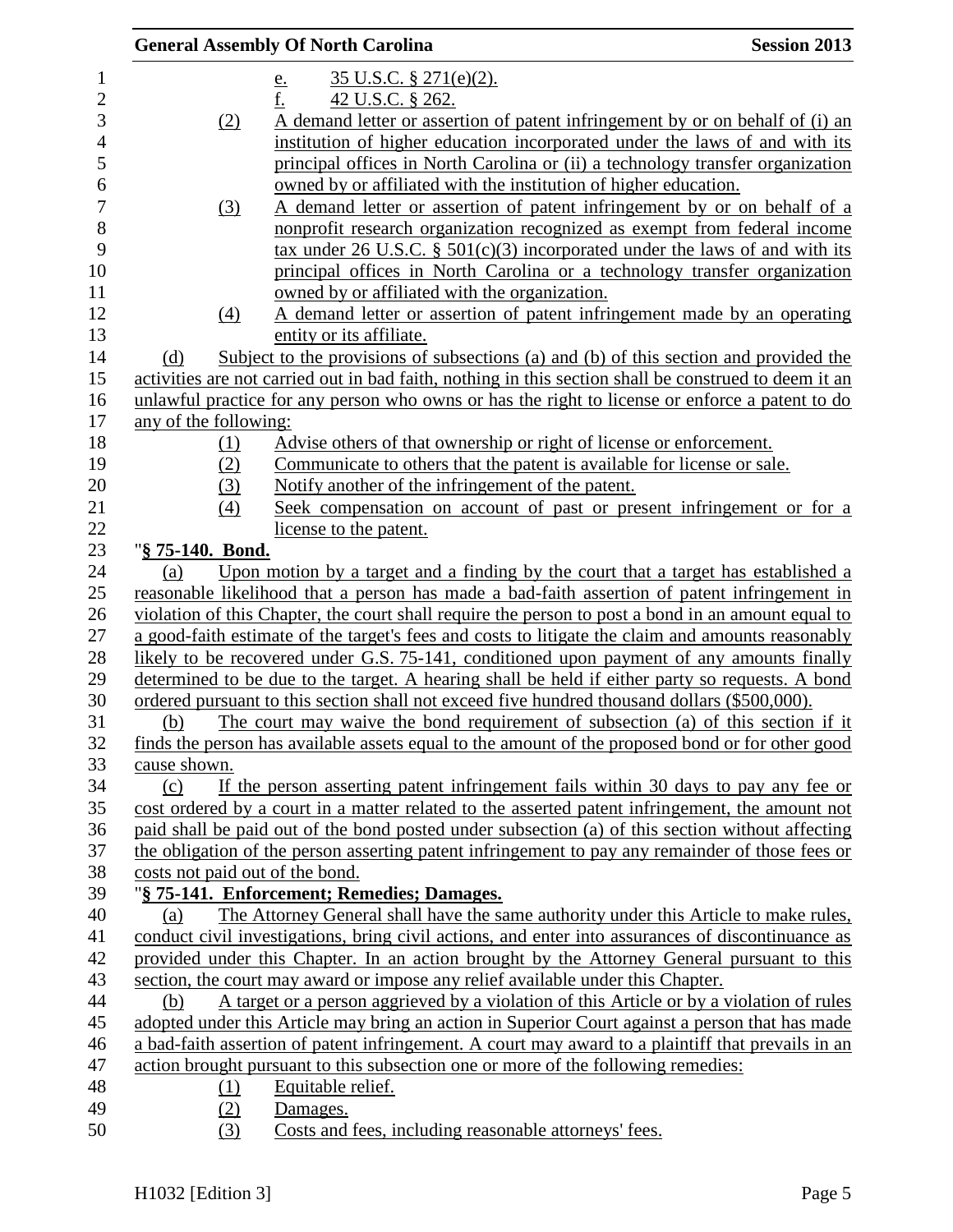e. 35 U.S.C. § 271(e)(2).
f. 42 U.S.C. § 262.

(2) A demand letter or assertion of patent infringement by or on behalf of (i) an institution of higher education incorporated under the laws of and with its principal offices in North Carolina or (ii) a technology transfer organization owned by or affiliated with the institution of higher education.

(3) A demand letter or assertion of patent infringement by or on behalf of a nonprofit research organization recognized as exempt from federal income tax under 26 U.S.C. § 501(c)(3) incorporated under the laws of and with its principal offices in North Carolina or a technology transfer organization owned by or affiliated with the organization.

(4) A demand letter or assertion of patent infringement made by an operating entity or its affiliate.

(d) Subject to the provisions of subsections (a) and (b) of this section and provided the activities are not carried out in bad faith, nothing in this section shall be construed to deem it an unlawful practice for any person who owns or has the right to license or enforce a patent to do any of the following:

(1) Advise others of that ownership or right of license or enforcement.
(2) Communicate to others that the patent is available for license or sale.
(3) Notify another of the infringement of the patent.
(4) Seek compensation on account of past or present infringement or for a license to the patent.

"**§ 75-140. Bond.**

(a) Upon motion by a target and a finding by the court that a target has established a reasonable likelihood that a person has made a bad-faith assertion of patent infringement in violation of this Chapter, the court shall require the person to post a bond in an amount equal to a good-faith estimate of the target's fees and costs to litigate the claim and amounts reasonably likely to be recovered under G.S. 75-141, conditioned upon payment of any amounts finally determined to be due to the target. A hearing shall be held if either party so requests. A bond ordered pursuant to this section shall not exceed five hundred thousand dollars ($500,000).

(b) The court may waive the bond requirement of subsection (a) of this section if it finds the person has available assets equal to the amount of the proposed bond or for other good cause shown.

(c) If the person asserting patent infringement fails within 30 days to pay any fee or cost ordered by a court in a matter related to the asserted patent infringement, the amount not paid shall be paid out of the bond posted under subsection (a) of this section without affecting the obligation of the person asserting patent infringement to pay any remainder of those fees or costs not paid out of the bond.

"**§ 75-141. Enforcement; Remedies; Damages.**

(a) The Attorney General shall have the same authority under this Article to make rules, conduct civil investigations, bring civil actions, and enter into assurances of discontinuance as provided under this Chapter. In an action brought by the Attorney General pursuant to this section, the court may award or impose any relief available under this Chapter.

(b) A target or a person aggrieved by a violation of this Article or by a violation of rules adopted under this Article may bring an action in Superior Court against a person that has made a bad-faith assertion of patent infringement. A court may award to a plaintiff that prevails in an action brought pursuant to this subsection one or more of the following remedies:

(1) Equitable relief.
(2) Damages.
(3) Costs and fees, including reasonable attorneys' fees.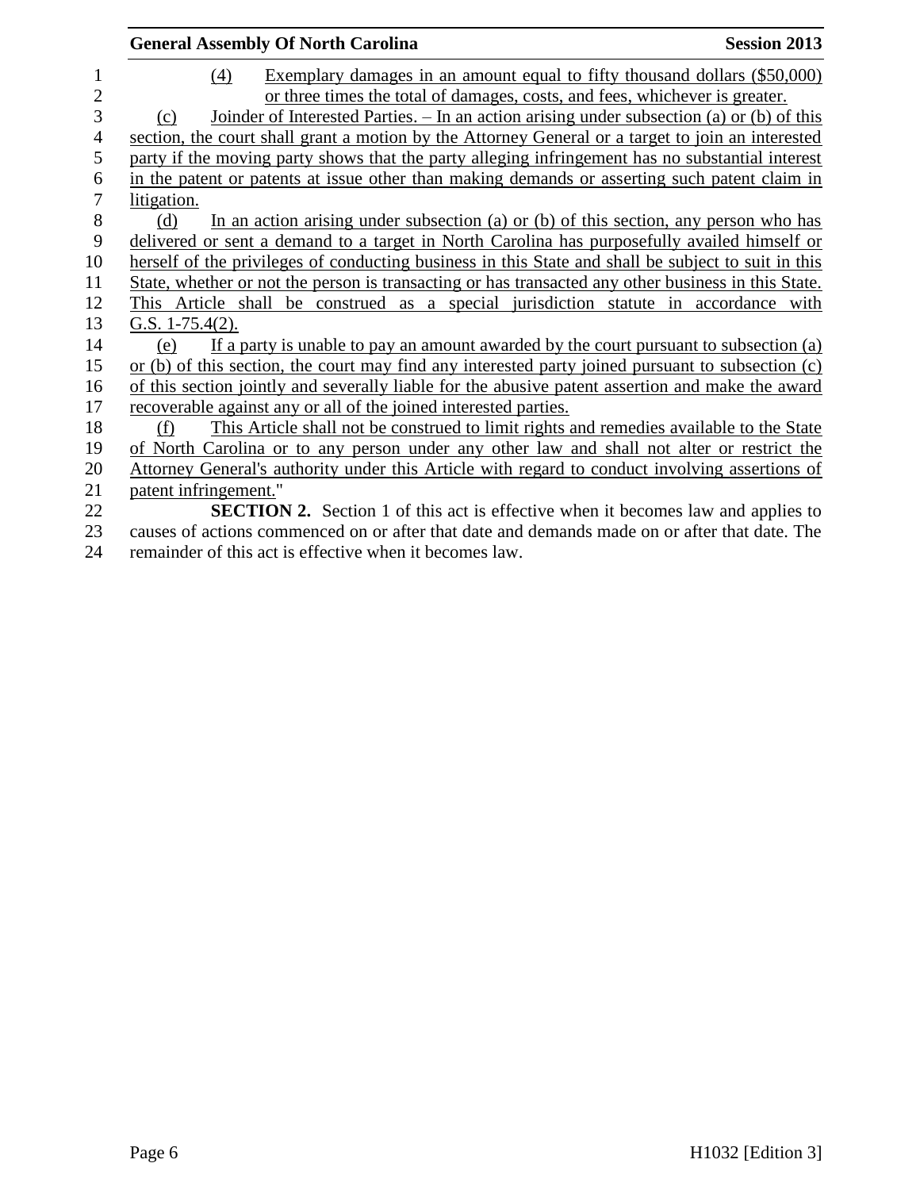(4) Exemplary damages in an amount equal to fifty thousand dollars ($50,000) or three times the total of damages, costs, and fees, whichever is greater.

(c) Joinder of Interested Parties. – In an action arising under subsection (a) or (b) of this section, the court shall grant a motion by the Attorney General or a target to join an interested party if the moving party shows that the party alleging infringement has no substantial interest in the patent or patents at issue other than making demands or asserting such patent claim in litigation.

(d) In an action arising under subsection (a) or (b) of this section, any person who has delivered or sent a demand to a target in North Carolina has purposefully availed himself or herself of the privileges of conducting business in this State and shall be subject to suit in this State, whether or not the person is transacting or has transacted any other business in this State. This Article shall be construed as a special jurisdiction statute in accordance with G.S. 1-75.4(2).

(e) If a party is unable to pay an amount awarded by the court pursuant to subsection (a) or (b) of this section, the court may find any interested party joined pursuant to subsection (c) of this section jointly and severally liable for the abusive patent assertion and make the award recoverable against any or all of the joined interested parties.

(f) This Article shall not be construed to limit rights and remedies available to the State of North Carolina or to any person under any other law and shall not alter or restrict the Attorney General's authority under this Article with regard to conduct involving assertions of patent infringement."

**SECTION 2.** Section 1 of this act is effective when it becomes law and applies to causes of actions commenced on or after that date and demands made on or after that date. The remainder of this act is effective when it becomes law.